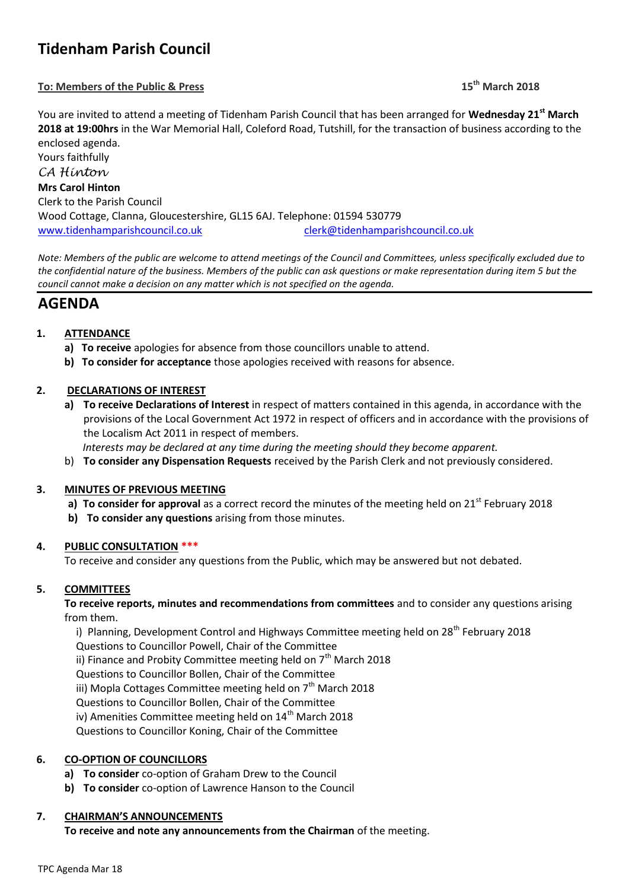# Tidenham Parish Council

**To: Members of the Public & Press** **15th March 2018**

You are invited to attend a meeting of Tidenham Parish Council that has been arranged for **Wednesday 21st March 2018 at 19:00hrs** in the War Memorial Hall, Coleford Road, Tutshill, for the transaction of business according to the enclosed agenda.

Yours faithfully

*CA Hinton*

**Mrs Carol Hinton**

Clerk to the Parish Council

Wood Cottage, Clanna, Gloucestershire, GL15 6AJ. Telephone: 01594 530779

www.tidenhamparishcouncil.co.uk clerk@tidenhamparishcouncil.co.uk

*Note: Members of the public are welcome to attend meetings of the Council and Committees, unless specifically excluded due to the confidential nature of the business. Members of the public can ask questions or make representation during item 5 but the council cannot make a decision on any matter which is not specified on the agenda.*

# AGENDA

**1. ATTENDANCE**

- **a) To receive** apologies for absence from those councillors unable to attend.
- **b) To consider for acceptance** those apologies received with reasons for absence.

**2. DECLARATIONS OF INTEREST**

- **a) To receive Declarations of Interest** in respect of matters contained in this agenda, in accordance with the provisions of the Local Government Act 1972 in respect of officers and in accordance with the provisions of the Localism Act 2011 in respect of members.
  *Interests may be declared at any time during the meeting should they become apparent.*
- b) **To consider any Dispensation Requests** received by the Parish Clerk and not previously considered.

**3. MINUTES OF PREVIOUS MEETING**

- **a) To consider for approval** as a correct record the minutes of the meeting held on 21st February 2018
- **b) To consider any questions** arising from those minutes.

**4. PUBLIC CONSULTATION \*\*\***

To receive and consider any questions from the Public, which may be answered but not debated.

**5. COMMITTEES**

**To receive reports, minutes and recommendations from committees** and to consider any questions arising from them.

i) Planning, Development Control and Highways Committee meeting held on 28th February 2018
Questions to Councillor Powell, Chair of the Committee

ii) Finance and Probity Committee meeting held on 7th March 2018
Questions to Councillor Bollen, Chair of the Committee

iii) Mopla Cottages Committee meeting held on 7th March 2018
Questions to Councillor Bollen, Chair of the Committee

iv) Amenities Committee meeting held on 14th March 2018
Questions to Councillor Koning, Chair of the Committee

**6. CO-OPTION OF COUNCILLORS**

- **a) To consider** co-option of Graham Drew to the Council
- **b) To consider** co-option of Lawrence Hanson to the Council

**7. CHAIRMAN'S ANNOUNCEMENTS**

**To receive and note any announcements from the Chairman** of the meeting.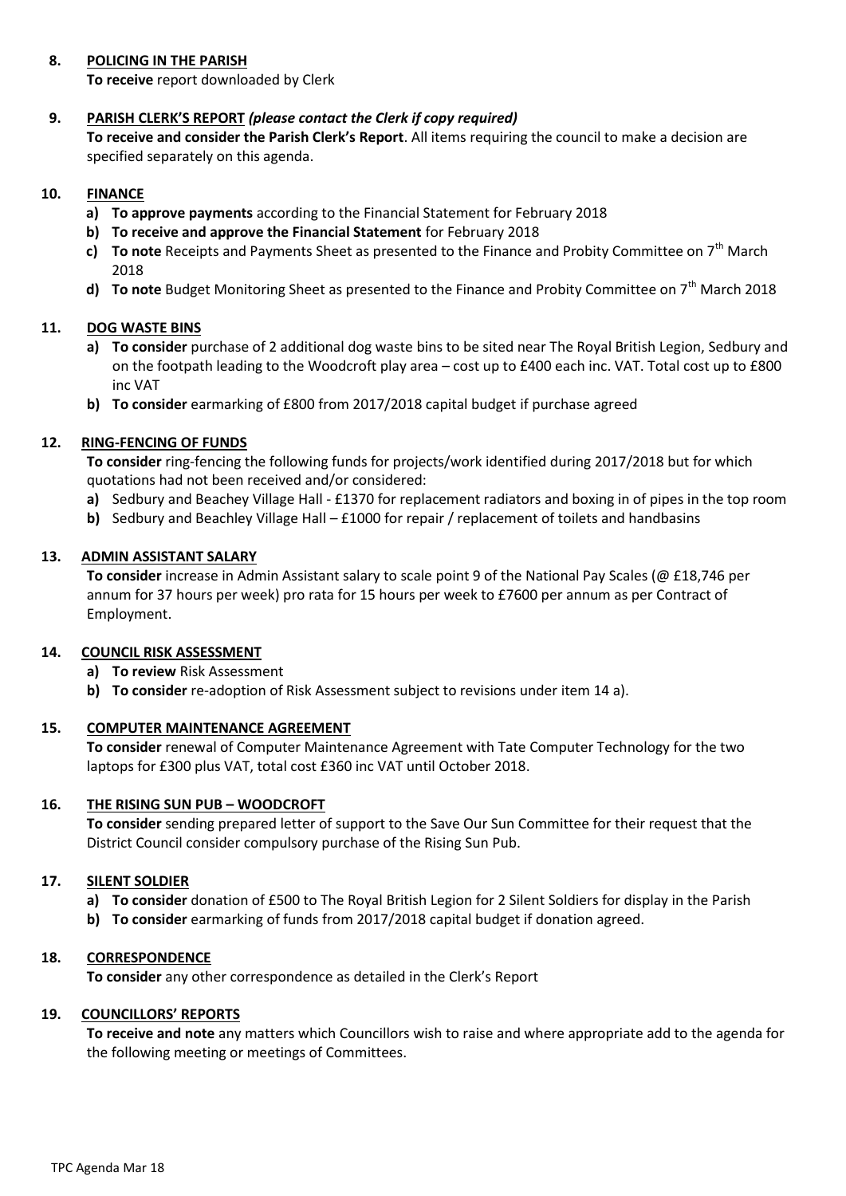**8. POLICING IN THE PARISH**

**To receive** report downloaded by Clerk

**9. PARISH CLERK'S REPORT** ***(please contact the Clerk if copy required)***

**To receive and consider the Parish Clerk's Report**. All items requiring the council to make a decision are specified separately on this agenda.

**10. FINANCE**

- **a) To approve payments** according to the Financial Statement for February 2018
- **b) To receive and approve the Financial Statement** for February 2018
- **c) To note** Receipts and Payments Sheet as presented to the Finance and Probity Committee on 7th March 2018
- **d) To note** Budget Monitoring Sheet as presented to the Finance and Probity Committee on 7th March 2018

**11. DOG WASTE BINS**

- **a) To consider** purchase of 2 additional dog waste bins to be sited near The Royal British Legion, Sedbury and on the footpath leading to the Woodcroft play area – cost up to £400 each inc. VAT. Total cost up to £800 inc VAT
- **b) To consider** earmarking of £800 from 2017/2018 capital budget if purchase agreed

**12. RING-FENCING OF FUNDS**

**To consider** ring-fencing the following funds for projects/work identified during 2017/2018 but for which quotations had not been received and/or considered:

- **a)** Sedbury and Beachey Village Hall - £1370 for replacement radiators and boxing in of pipes in the top room
- **b)** Sedbury and Beachley Village Hall – £1000 for repair / replacement of toilets and handbasins

**13. ADMIN ASSISTANT SALARY**

**To consider** increase in Admin Assistant salary to scale point 9 of the National Pay Scales (@ £18,746 per annum for 37 hours per week) pro rata for 15 hours per week to £7600 per annum as per Contract of Employment.

**14. COUNCIL RISK ASSESSMENT**

- **a) To review** Risk Assessment
- **b) To consider** re-adoption of Risk Assessment subject to revisions under item 14 a).

**15. COMPUTER MAINTENANCE AGREEMENT**

**To consider** renewal of Computer Maintenance Agreement with Tate Computer Technology for the two laptops for £300 plus VAT, total cost £360 inc VAT until October 2018.

**16. THE RISING SUN PUB – WOODCROFT**

**To consider** sending prepared letter of support to the Save Our Sun Committee for their request that the District Council consider compulsory purchase of the Rising Sun Pub.

**17. SILENT SOLDIER**

- **a) To consider** donation of £500 to The Royal British Legion for 2 Silent Soldiers for display in the Parish
- **b) To consider** earmarking of funds from 2017/2018 capital budget if donation agreed.

**18. CORRESPONDENCE**

**To consider** any other correspondence as detailed in the Clerk's Report

**19. COUNCILLORS' REPORTS**

**To receive and note** any matters which Councillors wish to raise and where appropriate add to the agenda for the following meeting or meetings of Committees.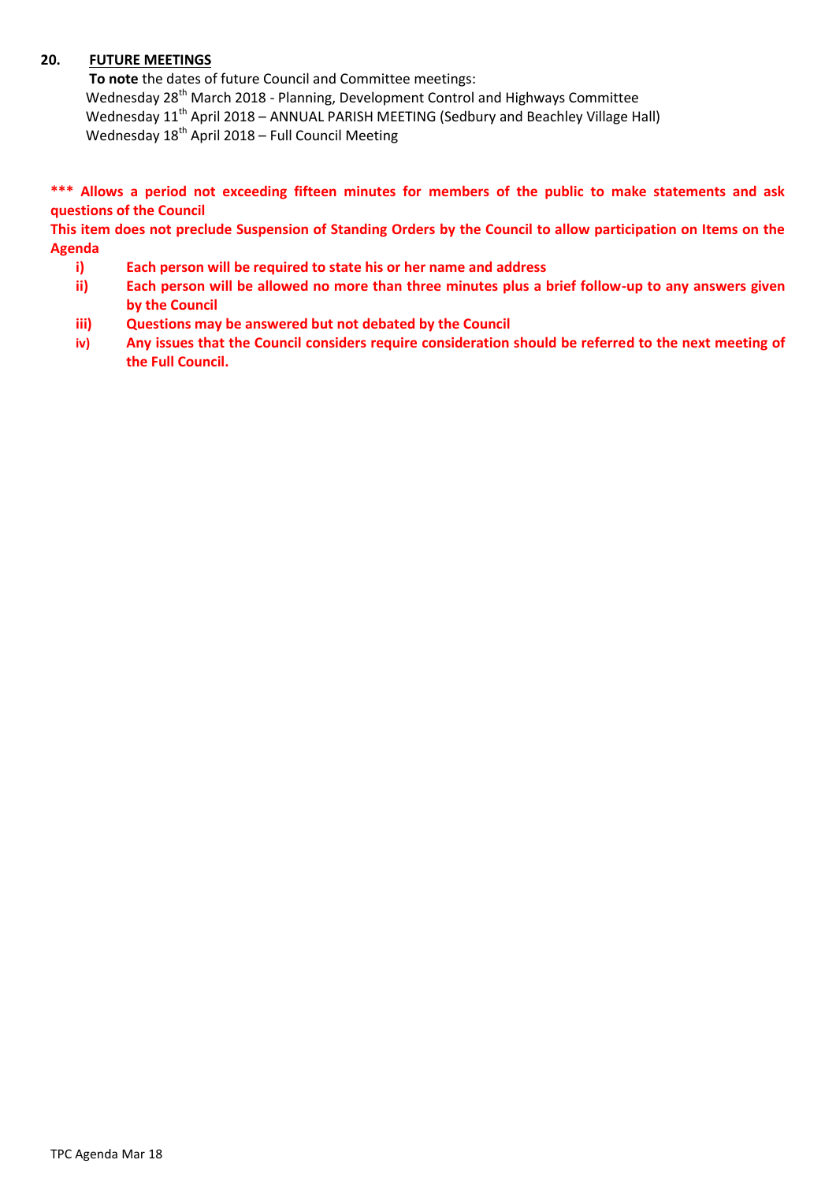## 20. FUTURE MEETINGS

**To note** the dates of future Council and Committee meetings:

Wednesday 28th March 2018 - Planning, Development Control and Highways Committee

Wednesday 11th April 2018 – ANNUAL PARISH MEETING (Sedbury and Beachley Village Hall)

Wednesday 18th April 2018 – Full Council Meeting

**\*\*\* Allows a period not exceeding fifteen minutes for members of the public to make statements and ask questions of the Council**

**This item does not preclude Suspension of Standing Orders by the Council to allow participation on Items on the Agenda**

- **i) Each person will be required to state his or her name and address**
- **ii) Each person will be allowed no more than three minutes plus a brief follow-up to any answers given by the Council**
- **iii) Questions may be answered but not debated by the Council**
- **iv) Any issues that the Council considers require consideration should be referred to the next meeting of the Full Council.**